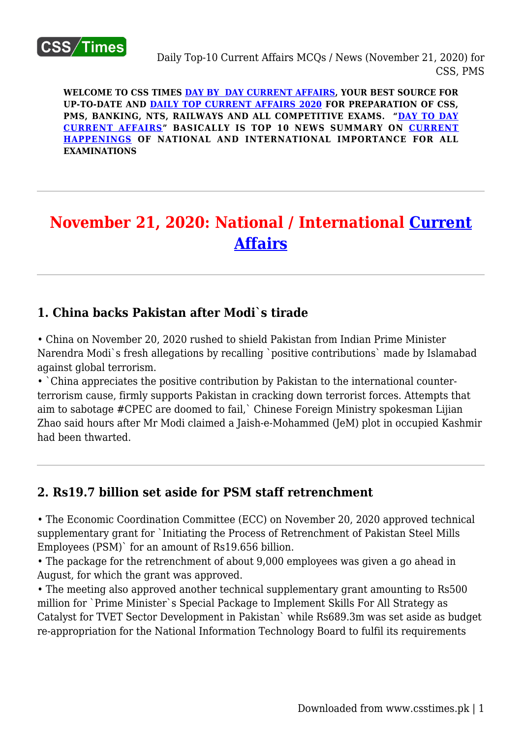**WELCOME TO CSS TIMES DAY BY DAY CURRENT AFFAIRS, YOUR BEST SOURCE FOR UP-TO-DATE AND DAILY TOP CURRENT AFFAIRS 2020 FOR PREPARATION OF CSS, PMS, BANKING, NTS, RAILWAYS AND ALL COMPETITIVE EXAMS. "DAY TO DAY CURRENT AFFAIRS" BASICALLY IS TOP 10 NEWS SUMMARY ON CURRENT HAPPENINGS OF NATIONAL AND INTERNATIONAL IMPORTANCE FOR ALL EXAMINATIONS**

---

# November 21, 2020: National / International Current Affairs

---

## 1. China backs Pakistan after Modi`s tirade

• China on November 20, 2020 rushed to shield Pakistan from Indian Prime Minister Narendra Modi`s fresh allegations by recalling `positive contributions` made by Islamabad against global terrorism.
• `China appreciates the positive contribution by Pakistan to the international counter-terrorism cause, firmly supports Pakistan in cracking down terrorist forces. Attempts that aim to sabotage #CPEC are doomed to fail,` Chinese Foreign Ministry spokesman Lijian Zhao said hours after Mr Modi claimed a Jaish-e-Mohammed (JeM) plot in occupied Kashmir had been thwarted.

---

## 2. Rs19.7 billion set aside for PSM staff retrenchment

• The Economic Coordination Committee (ECC) on November 20, 2020 approved technical supplementary grant for `Initiating the Process of Retrenchment of Pakistan Steel Mills Employees (PSM)` for an amount of Rs19.656 billion.
• The package for the retrenchment of about 9,000 employees was given a go ahead in August, for which the grant was approved.
• The meeting also approved another technical supplementary grant amounting to Rs500 million for `Prime Minister`s Special Package to Implement Skills For All Strategy as Catalyst for TVET Sector Development in Pakistan` while Rs689.3m was set aside as budget re-appropriation for the National Information Technology Board to fulfil its requirements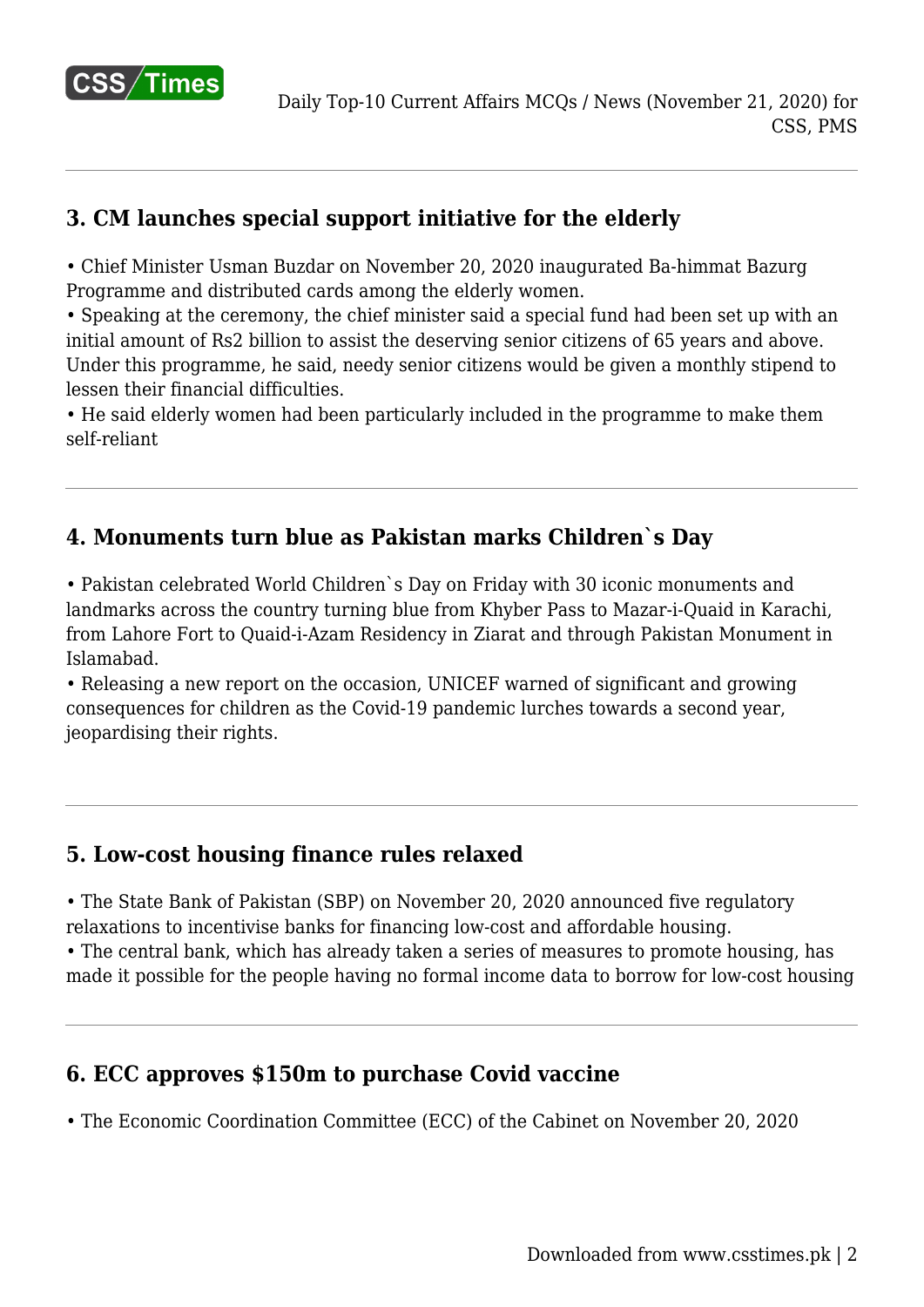## 3. CM launches special support initiative for the elderly

• Chief Minister Usman Buzdar on November 20, 2020 inaugurated Ba-himmat Bazurg Programme and distributed cards among the elderly women.
• Speaking at the ceremony, the chief minister said a special fund had been set up with an initial amount of Rs2 billion to assist the deserving senior citizens of 65 years and above. Under this programme, he said, needy senior citizens would be given a monthly stipend to lessen their financial difficulties.
• He said elderly women had been particularly included in the programme to make them self-reliant

## 4. Monuments turn blue as Pakistan marks Children`s Day

• Pakistan celebrated World Children`s Day on Friday with 30 iconic monuments and landmarks across the country turning blue from Khyber Pass to Mazar-i-Quaid in Karachi, from Lahore Fort to Quaid-i-Azam Residency in Ziarat and through Pakistan Monument in Islamabad.
• Releasing a new report on the occasion, UNICEF warned of significant and growing consequences for children as the Covid-19 pandemic lurches towards a second year, jeopardising their rights.

## 5. Low-cost housing finance rules relaxed

• The State Bank of Pakistan (SBP) on November 20, 2020 announced five regulatory relaxations to incentivise banks for financing low-cost and affordable housing.
• The central bank, which has already taken a series of measures to promote housing, has made it possible for the people having no formal income data to borrow for low-cost housing

## 6. ECC approves $150m to purchase Covid vaccine

• The Economic Coordination Committee (ECC) of the Cabinet on November 20, 2020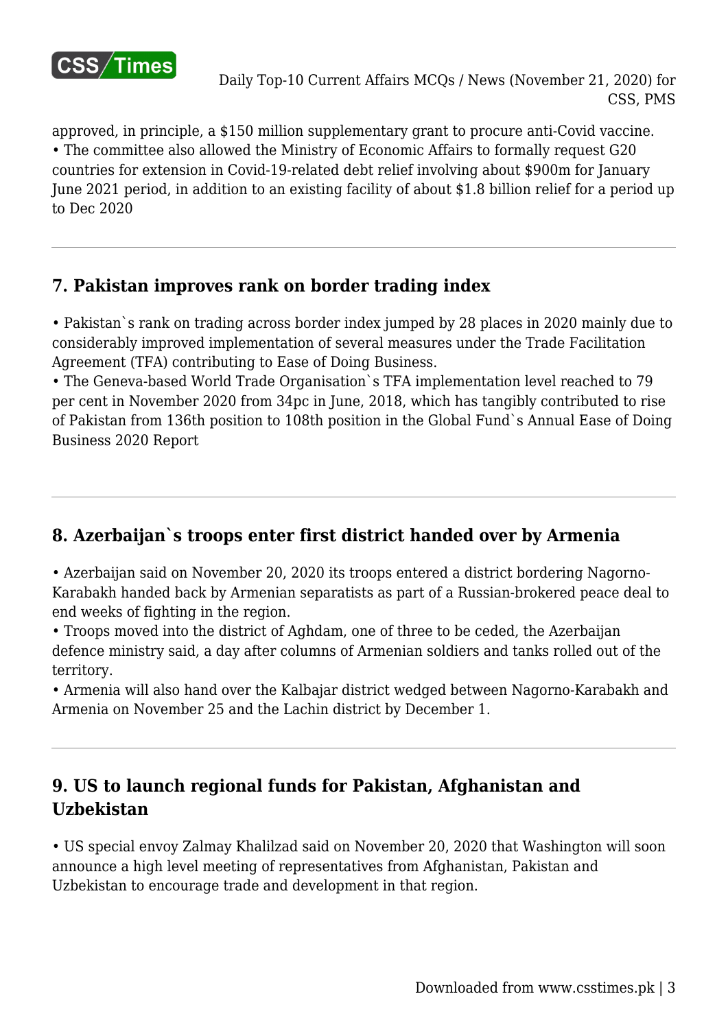approved, in principle, a $150 million supplementary grant to procure anti-Covid vaccine.
• The committee also allowed the Ministry of Economic Affairs to formally request G20 countries for extension in Covid-19-related debt relief involving about $900m for January June 2021 period, in addition to an existing facility of about $1.8 billion relief for a period up to Dec 2020

---

## 7. Pakistan improves rank on border trading index

• Pakistan`s rank on trading across border index jumped by 28 places in 2020 mainly due to considerably improved implementation of several measures under the Trade Facilitation Agreement (TFA) contributing to Ease of Doing Business.
• The Geneva-based World Trade Organisation`s TFA implementation level reached to 79 per cent in November 2020 from 34pc in June, 2018, which has tangibly contributed to rise of Pakistan from 136th position to 108th position in the Global Fund`s Annual Ease of Doing Business 2020 Report

---

## 8. Azerbaijan`s troops enter first district handed over by Armenia

• Azerbaijan said on November 20, 2020 its troops entered a district bordering Nagorno-Karabakh handed back by Armenian separatists as part of a Russian-brokered peace deal to end weeks of fighting in the region.
• Troops moved into the district of Aghdam, one of three to be ceded, the Azerbaijan defence ministry said, a day after columns of Armenian soldiers and tanks rolled out of the territory.
• Armenia will also hand over the Kalbajar district wedged between Nagorno-Karabakh and Armenia on November 25 and the Lachin district by December 1.

---

## 9. US to launch regional funds for Pakistan, Afghanistan and Uzbekistan

• US special envoy Zalmay Khalilzad said on November 20, 2020 that Washington will soon announce a high level meeting of representatives from Afghanistan, Pakistan and Uzbekistan to encourage trade and development in that region.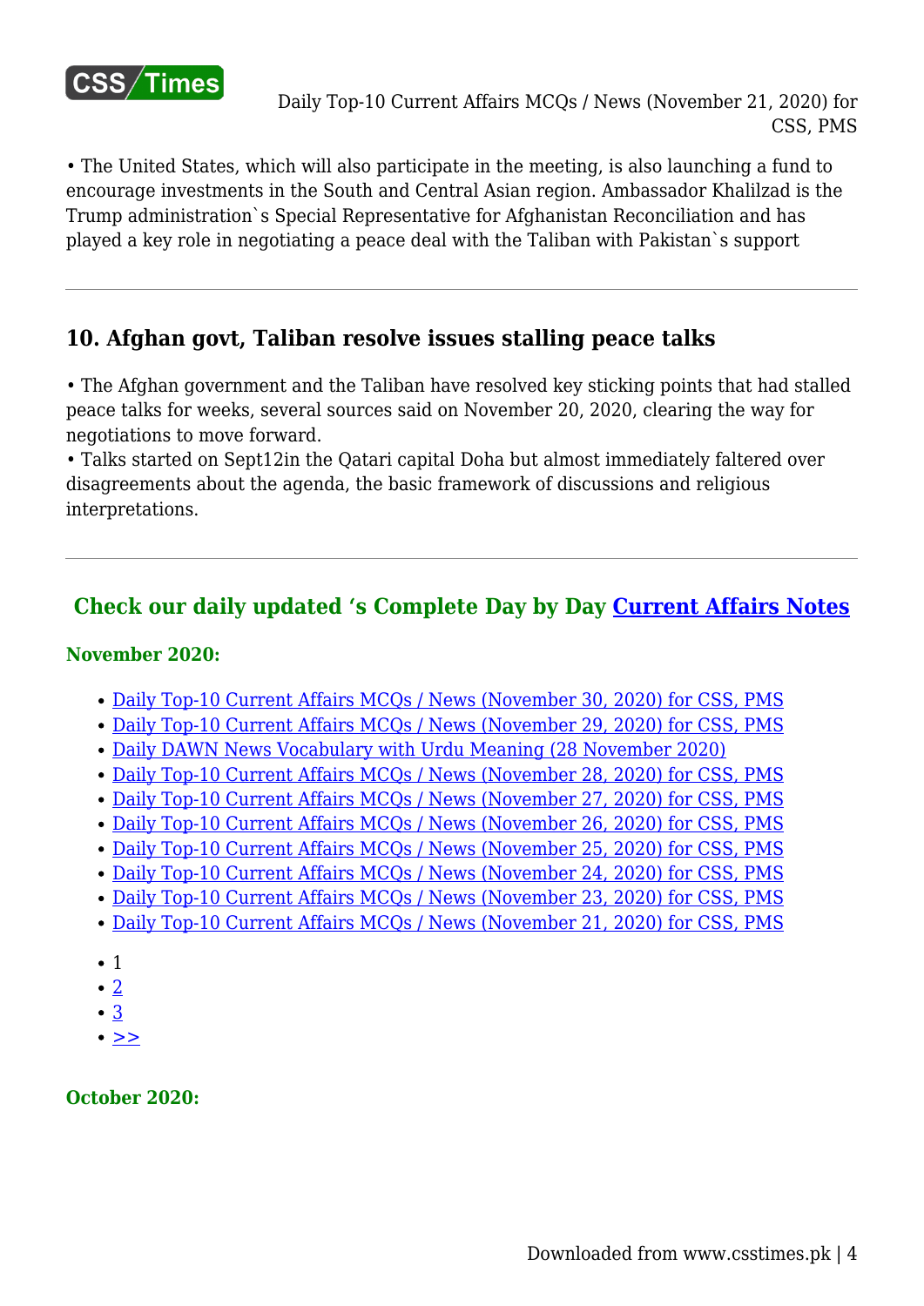• The United States, which will also participate in the meeting, is also launching a fund to encourage investments in the South and Central Asian region. Ambassador Khalilzad is the Trump administration`s Special Representative for Afghanistan Reconciliation and has played a key role in negotiating a peace deal with the Taliban with Pakistan`s support

---

### 10. Afghan govt, Taliban resolve issues stalling peace talks

• The Afghan government and the Taliban have resolved key sticking points that had stalled peace talks for weeks, several sources said on November 20, 2020, clearing the way for negotiations to move forward.
• Talks started on Sept12in the Qatari capital Doha but almost immediately faltered over disagreements about the agenda, the basic framework of discussions and religious interpretations.

---

#### Check our daily updated 's Complete Day by Day Current Affairs Notes

**November 2020:**

- Daily Top-10 Current Affairs MCQs / News (November 30, 2020) for CSS, PMS
- Daily Top-10 Current Affairs MCQs / News (November 29, 2020) for CSS, PMS
- Daily DAWN News Vocabulary with Urdu Meaning (28 November 2020)
- Daily Top-10 Current Affairs MCQs / News (November 28, 2020) for CSS, PMS
- Daily Top-10 Current Affairs MCQs / News (November 27, 2020) for CSS, PMS
- Daily Top-10 Current Affairs MCQs / News (November 26, 2020) for CSS, PMS
- Daily Top-10 Current Affairs MCQs / News (November 25, 2020) for CSS, PMS
- Daily Top-10 Current Affairs MCQs / News (November 24, 2020) for CSS, PMS
- Daily Top-10 Current Affairs MCQs / News (November 23, 2020) for CSS, PMS
- Daily Top-10 Current Affairs MCQs / News (November 21, 2020) for CSS, PMS

- 1
- 2
- 3
- >>

**October 2020:**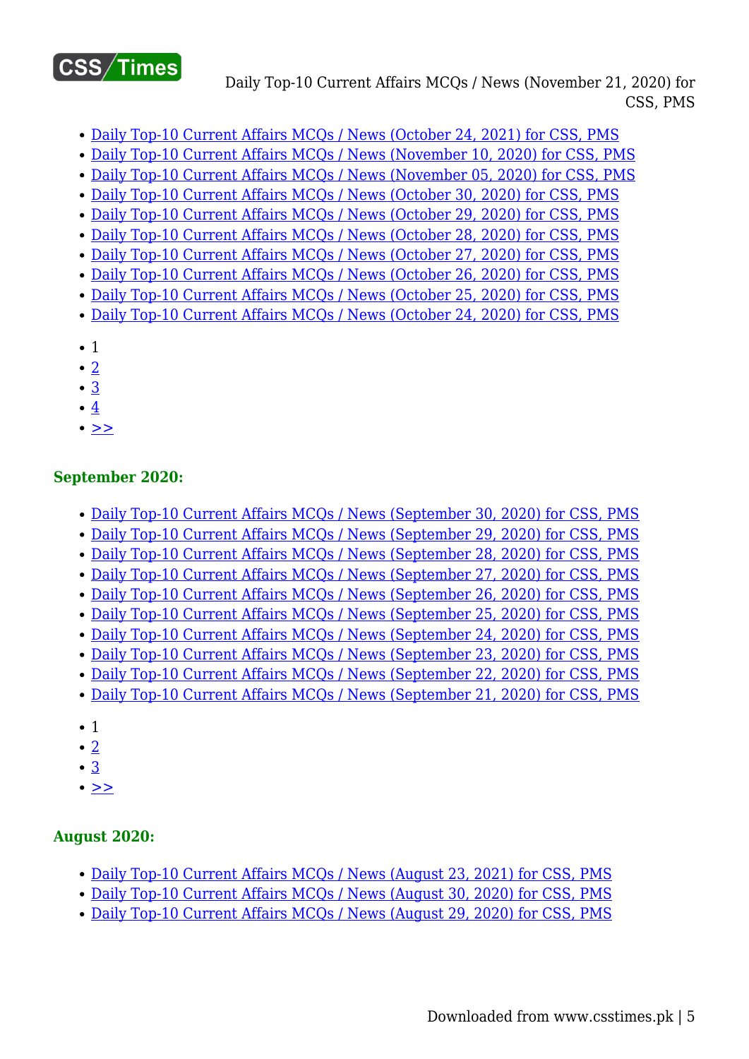- Daily Top-10 Current Affairs MCQs / News (October 24, 2021) for CSS, PMS
- Daily Top-10 Current Affairs MCQs / News (November 10, 2020) for CSS, PMS
- Daily Top-10 Current Affairs MCQs / News (November 05, 2020) for CSS, PMS
- Daily Top-10 Current Affairs MCQs / News (October 30, 2020) for CSS, PMS
- Daily Top-10 Current Affairs MCQs / News (October 29, 2020) for CSS, PMS
- Daily Top-10 Current Affairs MCQs / News (October 28, 2020) for CSS, PMS
- Daily Top-10 Current Affairs MCQs / News (October 27, 2020) for CSS, PMS
- Daily Top-10 Current Affairs MCQs / News (October 26, 2020) for CSS, PMS
- Daily Top-10 Current Affairs MCQs / News (October 25, 2020) for CSS, PMS
- Daily Top-10 Current Affairs MCQs / News (October 24, 2020) for CSS, PMS

- 1
- 2
- 3
- 4
- >>

**September 2020:**

- Daily Top-10 Current Affairs MCQs / News (September 30, 2020) for CSS, PMS
- Daily Top-10 Current Affairs MCQs / News (September 29, 2020) for CSS, PMS
- Daily Top-10 Current Affairs MCQs / News (September 28, 2020) for CSS, PMS
- Daily Top-10 Current Affairs MCQs / News (September 27, 2020) for CSS, PMS
- Daily Top-10 Current Affairs MCQs / News (September 26, 2020) for CSS, PMS
- Daily Top-10 Current Affairs MCQs / News (September 25, 2020) for CSS, PMS
- Daily Top-10 Current Affairs MCQs / News (September 24, 2020) for CSS, PMS
- Daily Top-10 Current Affairs MCQs / News (September 23, 2020) for CSS, PMS
- Daily Top-10 Current Affairs MCQs / News (September 22, 2020) for CSS, PMS
- Daily Top-10 Current Affairs MCQs / News (September 21, 2020) for CSS, PMS

- 1
- 2
- 3
- >>

**August 2020:**

- Daily Top-10 Current Affairs MCQs / News (August 23, 2021) for CSS, PMS
- Daily Top-10 Current Affairs MCQs / News (August 30, 2020) for CSS, PMS
- Daily Top-10 Current Affairs MCQs / News (August 29, 2020) for CSS, PMS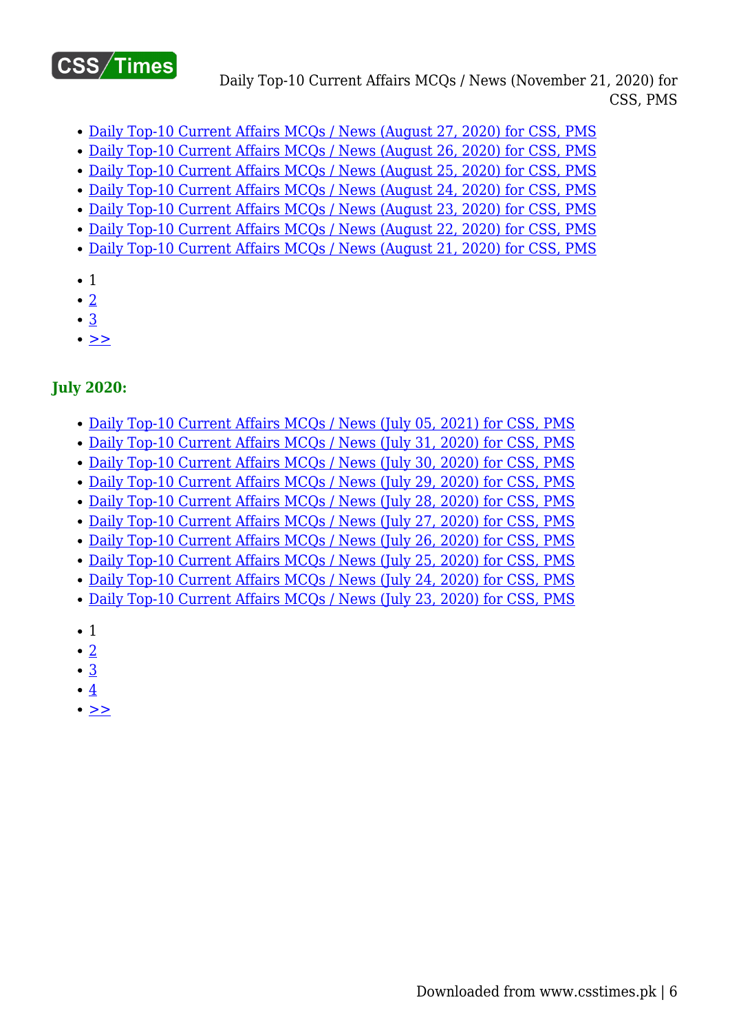- Daily Top-10 Current Affairs MCQs / News (August 27, 2020) for CSS, PMS
- Daily Top-10 Current Affairs MCQs / News (August 26, 2020) for CSS, PMS
- Daily Top-10 Current Affairs MCQs / News (August 25, 2020) for CSS, PMS
- Daily Top-10 Current Affairs MCQs / News (August 24, 2020) for CSS, PMS
- Daily Top-10 Current Affairs MCQs / News (August 23, 2020) for CSS, PMS
- Daily Top-10 Current Affairs MCQs / News (August 22, 2020) for CSS, PMS
- Daily Top-10 Current Affairs MCQs / News (August 21, 2020) for CSS, PMS

- 1
- 2
- 3
- >>

### July 2020:

- Daily Top-10 Current Affairs MCQs / News (July 05, 2021) for CSS, PMS
- Daily Top-10 Current Affairs MCQs / News (July 31, 2020) for CSS, PMS
- Daily Top-10 Current Affairs MCQs / News (July 30, 2020) for CSS, PMS
- Daily Top-10 Current Affairs MCQs / News (July 29, 2020) for CSS, PMS
- Daily Top-10 Current Affairs MCQs / News (July 28, 2020) for CSS, PMS
- Daily Top-10 Current Affairs MCQs / News (July 27, 2020) for CSS, PMS
- Daily Top-10 Current Affairs MCQs / News (July 26, 2020) for CSS, PMS
- Daily Top-10 Current Affairs MCQs / News (July 25, 2020) for CSS, PMS
- Daily Top-10 Current Affairs MCQs / News (July 24, 2020) for CSS, PMS
- Daily Top-10 Current Affairs MCQs / News (July 23, 2020) for CSS, PMS

- 1
- 2
- 3
- 4
- >>